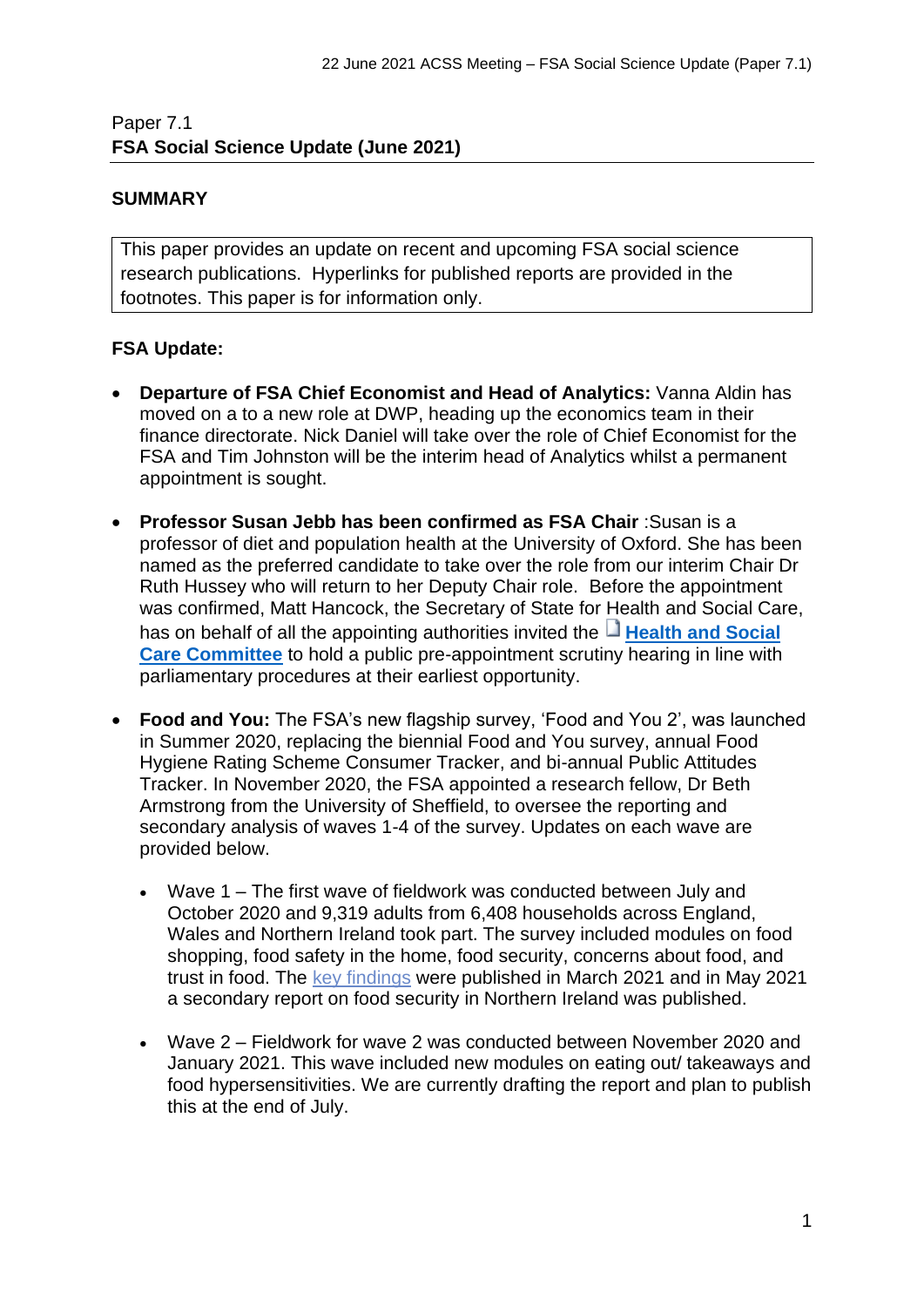Paper 7.1
**FSA Social Science Update (June 2021)**

## SUMMARY

This paper provides an update on recent and upcoming FSA social science research publications. Hyperlinks for published reports are provided in the footnotes. This paper is for information only.

## FSA Update:

- **Departure of FSA Chief Economist and Head of Analytics:** Vanna Aldin has moved on a to a new role at DWP, heading up the economics team in their finance directorate. Nick Daniel will take over the role of Chief Economist for the FSA and Tim Johnston will be the interim head of Analytics whilst a permanent appointment is sought.

- **Professor Susan Jebb has been confirmed as FSA Chair** :Susan is a professor of diet and population health at the University of Oxford. She has been named as the preferred candidate to take over the role from our interim Chair Dr Ruth Hussey who will return to her Deputy Chair role. Before the appointment was confirmed, Matt Hancock, the Secretary of State for Health and Social Care, has on behalf of all the appointing authorities invited the **Health and Social Care Committee** to hold a public pre-appointment scrutiny hearing in line with parliamentary procedures at their earliest opportunity.

- **Food and You:** The FSA's new flagship survey, 'Food and You 2', was launched in Summer 2020, replacing the biennial Food and You survey, annual Food Hygiene Rating Scheme Consumer Tracker, and bi-annual Public Attitudes Tracker. In November 2020, the FSA appointed a research fellow, Dr Beth Armstrong from the University of Sheffield, to oversee the reporting and secondary analysis of waves 1-4 of the survey. Updates on each wave are provided below.

    - Wave 1 – The first wave of fieldwork was conducted between July and October 2020 and 9,319 adults from 6,408 households across England, Wales and Northern Ireland took part. The survey included modules on food shopping, food safety in the home, food security, concerns about food, and trust in food. The key findings were published in March 2021 and in May 2021 a secondary report on food security in Northern Ireland was published.

    - Wave 2 – Fieldwork for wave 2 was conducted between November 2020 and January 2021. This wave included new modules on eating out/ takeaways and food hypersensitivities. We are currently drafting the report and plan to publish this at the end of July.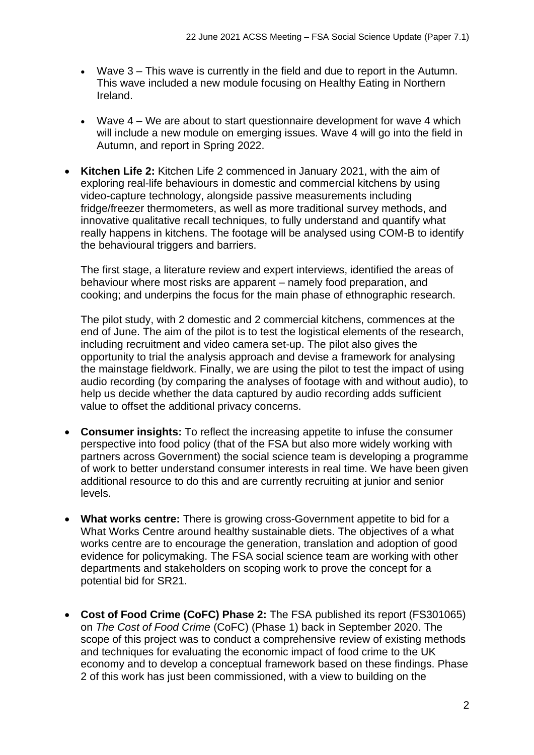- Wave 3 – This wave is currently in the field and due to report in the Autumn. This wave included a new module focusing on Healthy Eating in Northern Ireland.

- Wave 4 – We are about to start questionnaire development for wave 4 which will include a new module on emerging issues. Wave 4 will go into the field in Autumn, and report in Spring 2022.

- **Kitchen Life 2:** Kitchen Life 2 commenced in January 2021, with the aim of exploring real-life behaviours in domestic and commercial kitchens by using video-capture technology, alongside passive measurements including fridge/freezer thermometers, as well as more traditional survey methods, and innovative qualitative recall techniques, to fully understand and quantify what really happens in kitchens. The footage will be analysed using COM-B to identify the behavioural triggers and barriers.

  The first stage, a literature review and expert interviews, identified the areas of behaviour where most risks are apparent – namely food preparation, and cooking; and underpins the focus for the main phase of ethnographic research.

  The pilot study, with 2 domestic and 2 commercial kitchens, commences at the end of June. The aim of the pilot is to test the logistical elements of the research, including recruitment and video camera set-up. The pilot also gives the opportunity to trial the analysis approach and devise a framework for analysing the mainstage fieldwork. Finally, we are using the pilot to test the impact of using audio recording (by comparing the analyses of footage with and without audio), to help us decide whether the data captured by audio recording adds sufficient value to offset the additional privacy concerns.

- **Consumer insights:** To reflect the increasing appetite to infuse the consumer perspective into food policy (that of the FSA but also more widely working with partners across Government) the social science team is developing a programme of work to better understand consumer interests in real time. We have been given additional resource to do this and are currently recruiting at junior and senior levels.

- **What works centre:** There is growing cross-Government appetite to bid for a What Works Centre around healthy sustainable diets. The objectives of a what works centre are to encourage the generation, translation and adoption of good evidence for policymaking. The FSA social science team are working with other departments and stakeholders on scoping work to prove the concept for a potential bid for SR21.

- **Cost of Food Crime (CoFC) Phase 2:** The FSA published its report (FS301065) on *The Cost of Food Crime* (CoFC) (Phase 1) back in September 2020. The scope of this project was to conduct a comprehensive review of existing methods and techniques for evaluating the economic impact of food crime to the UK economy and to develop a conceptual framework based on these findings. Phase 2 of this work has just been commissioned, with a view to building on the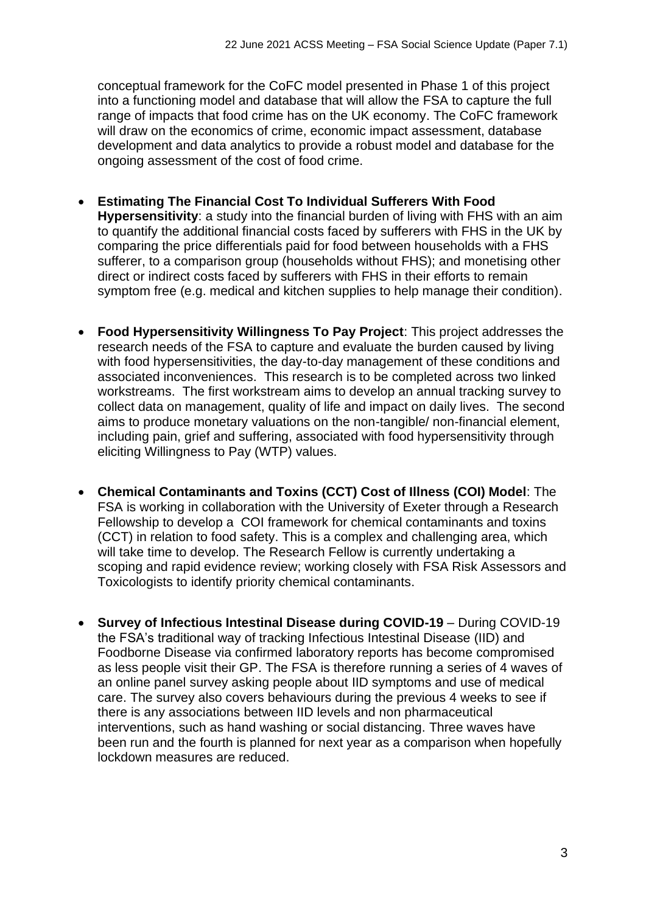conceptual framework for the CoFC model presented in Phase 1 of this project into a functioning model and database that will allow the FSA to capture the full range of impacts that food crime has on the UK economy. The CoFC framework will draw on the economics of crime, economic impact assessment, database development and data analytics to provide a robust model and database for the ongoing assessment of the cost of food crime.

- **Estimating The Financial Cost To Individual Sufferers With Food Hypersensitivity**: a study into the financial burden of living with FHS with an aim to quantify the additional financial costs faced by sufferers with FHS in the UK by comparing the price differentials paid for food between households with a FHS sufferer, to a comparison group (households without FHS); and monetising other direct or indirect costs faced by sufferers with FHS in their efforts to remain symptom free (e.g. medical and kitchen supplies to help manage their condition).

- **Food Hypersensitivity Willingness To Pay Project**: This project addresses the research needs of the FSA to capture and evaluate the burden caused by living with food hypersensitivities, the day-to-day management of these conditions and associated inconveniences. This research is to be completed across two linked workstreams. The first workstream aims to develop an annual tracking survey to collect data on management, quality of life and impact on daily lives. The second aims to produce monetary valuations on the non-tangible/ non-financial element, including pain, grief and suffering, associated with food hypersensitivity through eliciting Willingness to Pay (WTP) values.

- **Chemical Contaminants and Toxins (CCT) Cost of Illness (COI) Model**: The FSA is working in collaboration with the University of Exeter through a Research Fellowship to develop a COI framework for chemical contaminants and toxins (CCT) in relation to food safety. This is a complex and challenging area, which will take time to develop. The Research Fellow is currently undertaking a scoping and rapid evidence review; working closely with FSA Risk Assessors and Toxicologists to identify priority chemical contaminants.

- **Survey of Infectious Intestinal Disease during COVID-19** – During COVID-19 the FSA's traditional way of tracking Infectious Intestinal Disease (IID) and Foodborne Disease via confirmed laboratory reports has become compromised as less people visit their GP. The FSA is therefore running a series of 4 waves of an online panel survey asking people about IID symptoms and use of medical care. The survey also covers behaviours during the previous 4 weeks to see if there is any associations between IID levels and non pharmaceutical interventions, such as hand washing or social distancing. Three waves have been run and the fourth is planned for next year as a comparison when hopefully lockdown measures are reduced.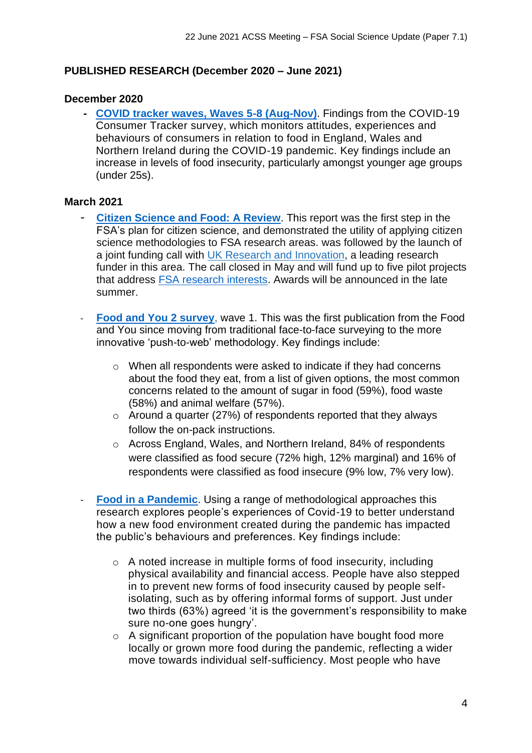## PUBLISHED RESEARCH (December 2020 – June 2021)

### December 2020

- **[COVID tracker waves, Waves 5-8 (Aug-Nov)]()**. Findings from the COVID-19 Consumer Tracker survey, which monitors attitudes, experiences and behaviours of consumers in relation to food in England, Wales and Northern Ireland during the COVID-19 pandemic. Key findings include an increase in levels of food insecurity, particularly amongst younger age groups (under 25s).

### March 2021

- **[Citizen Science and Food: A Review]()**. This report was the first step in the FSA's plan for citizen science, and demonstrated the utility of applying citizen science methodologies to FSA research areas. was followed by the launch of a joint funding call with [UK Research and Innovation](), a leading research funder in this area. The call closed in May and will fund up to five pilot projects that address [FSA research interests](). Awards will be announced in the late summer.

- **[Food and You 2 survey]()**, wave 1. This was the first publication from the Food and You since moving from traditional face-to-face surveying to the more innovative 'push-to-web' methodology. Key findings include:

  - When all respondents were asked to indicate if they had concerns about the food they eat, from a list of given options, the most common concerns related to the amount of sugar in food (59%), food waste (58%) and animal welfare (57%).
  - Around a quarter (27%) of respondents reported that they always follow the on-pack instructions.
  - Across England, Wales, and Northern Ireland, 84% of respondents were classified as food secure (72% high, 12% marginal) and 16% of respondents were classified as food insecure (9% low, 7% very low).

- **[Food in a Pandemic]()**. Using a range of methodological approaches this research explores people's experiences of Covid-19 to better understand how a new food environment created during the pandemic has impacted the public's behaviours and preferences. Key findings include:

  - A noted increase in multiple forms of food insecurity, including physical availability and financial access. People have also stepped in to prevent new forms of food insecurity caused by people self-isolating, such as by offering informal forms of support. Just under two thirds (63%) agreed 'it is the government's responsibility to make sure no-one goes hungry'.
  - A significant proportion of the population have bought food more locally or grown more food during the pandemic, reflecting a wider move towards individual self-sufficiency. Most people who have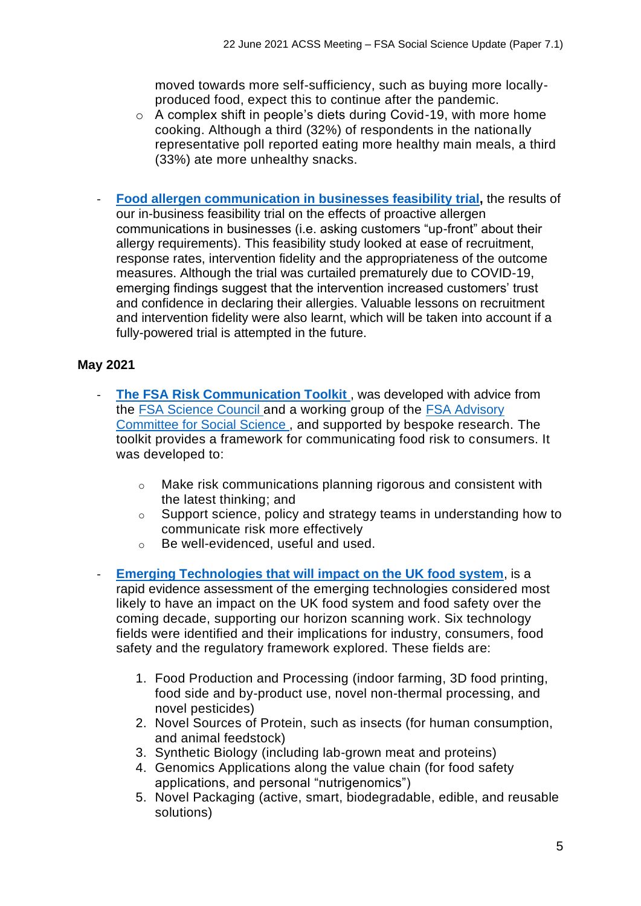moved towards more self-sufficiency, such as buying more locally-produced food, expect this to continue after the pandemic.
  - A complex shift in people's diets during Covid-19, with more home cooking. Although a third (32%) of respondents in the nationally representative poll reported eating more healthy main meals, a third (33%) ate more unhealthy snacks.

- **Food allergen communication in businesses feasibility trial,** the results of our in-business feasibility trial on the effects of proactive allergen communications in businesses (i.e. asking customers "up-front" about their allergy requirements). This feasibility study looked at ease of recruitment, response rates, intervention fidelity and the appropriateness of the outcome measures. Although the trial was curtailed prematurely due to COVID-19, emerging findings suggest that the intervention increased customers' trust and confidence in declaring their allergies. Valuable lessons on recruitment and intervention fidelity were also learnt, which will be taken into account if a fully-powered trial is attempted in the future.

**May 2021**

- **The FSA Risk Communication Toolkit** , was developed with advice from the FSA Science Council and a working group of the FSA Advisory Committee for Social Science , and supported by bespoke research. The toolkit provides a framework for communicating food risk to consumers. It was developed to:
  - Make risk communications planning rigorous and consistent with the latest thinking; and
  - Support science, policy and strategy teams in understanding how to communicate risk more effectively
  - Be well-evidenced, useful and used.

- **Emerging Technologies that will impact on the UK food system**, is a rapid evidence assessment of the emerging technologies considered most likely to have an impact on the UK food system and food safety over the coming decade, supporting our horizon scanning work. Six technology fields were identified and their implications for industry, consumers, food safety and the regulatory framework explored. These fields are:
  1. Food Production and Processing (indoor farming, 3D food printing, food side and by-product use, novel non-thermal processing, and novel pesticides)
  2. Novel Sources of Protein, such as insects (for human consumption, and animal feedstock)
  3. Synthetic Biology (including lab-grown meat and proteins)
  4. Genomics Applications along the value chain (for food safety applications, and personal "nutrigenomics")
  5. Novel Packaging (active, smart, biodegradable, edible, and reusable solutions)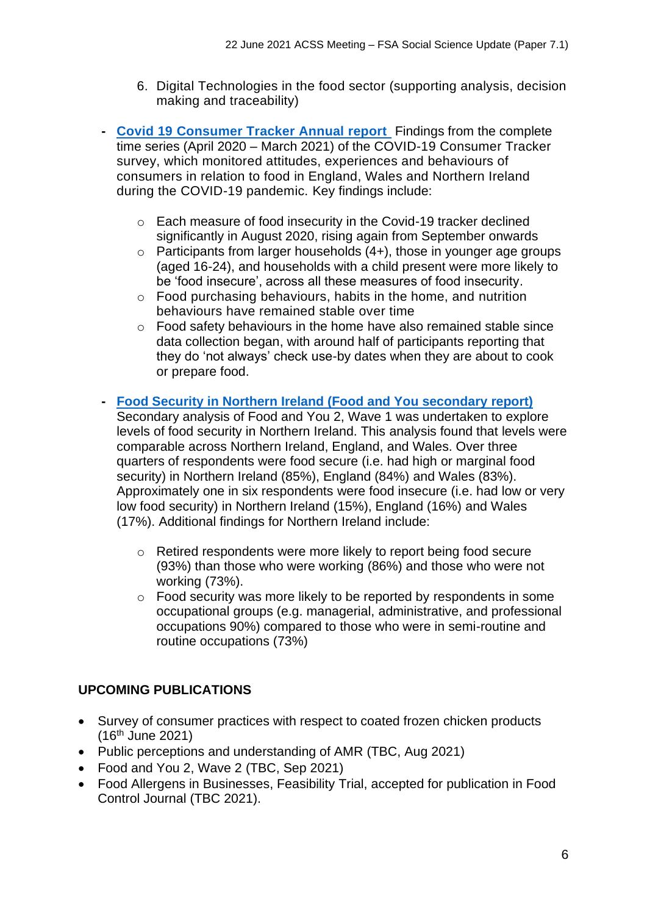6. Digital Technologies in the food sector (supporting analysis, decision making and traceability)

- **Covid 19 Consumer Tracker Annual report** Findings from the complete time series (April 2020 – March 2021) of the COVID-19 Consumer Tracker survey, which monitored attitudes, experiences and behaviours of consumers in relation to food in England, Wales and Northern Ireland during the COVID-19 pandemic. Key findings include:
    - Each measure of food insecurity in the Covid-19 tracker declined significantly in August 2020, rising again from September onwards
    - Participants from larger households (4+), those in younger age groups (aged 16-24), and households with a child present were more likely to be 'food insecure', across all these measures of food insecurity.
    - Food purchasing behaviours, habits in the home, and nutrition behaviours have remained stable over time
    - Food safety behaviours in the home have also remained stable since data collection began, with around half of participants reporting that they do 'not always' check use-by dates when they are about to cook or prepare food.

- **Food Security in Northern Ireland (Food and You secondary report)** Secondary analysis of Food and You 2, Wave 1 was undertaken to explore levels of food security in Northern Ireland. This analysis found that levels were comparable across Northern Ireland, England, and Wales. Over three quarters of respondents were food secure (i.e. had high or marginal food security) in Northern Ireland (85%), England (84%) and Wales (83%). Approximately one in six respondents were food insecure (i.e. had low or very low food security) in Northern Ireland (15%), England (16%) and Wales (17%). Additional findings for Northern Ireland include:
    - Retired respondents were more likely to report being food secure (93%) than those who were working (86%) and those who were not working (73%).
    - Food security was more likely to be reported by respondents in some occupational groups (e.g. managerial, administrative, and professional occupations 90%) compared to those who were in semi-routine and routine occupations (73%)

## UPCOMING PUBLICATIONS

- Survey of consumer practices with respect to coated frozen chicken products (16th June 2021)
- Public perceptions and understanding of AMR (TBC, Aug 2021)
- Food and You 2, Wave 2 (TBC, Sep 2021)
- Food Allergens in Businesses, Feasibility Trial, accepted for publication in Food Control Journal (TBC 2021).